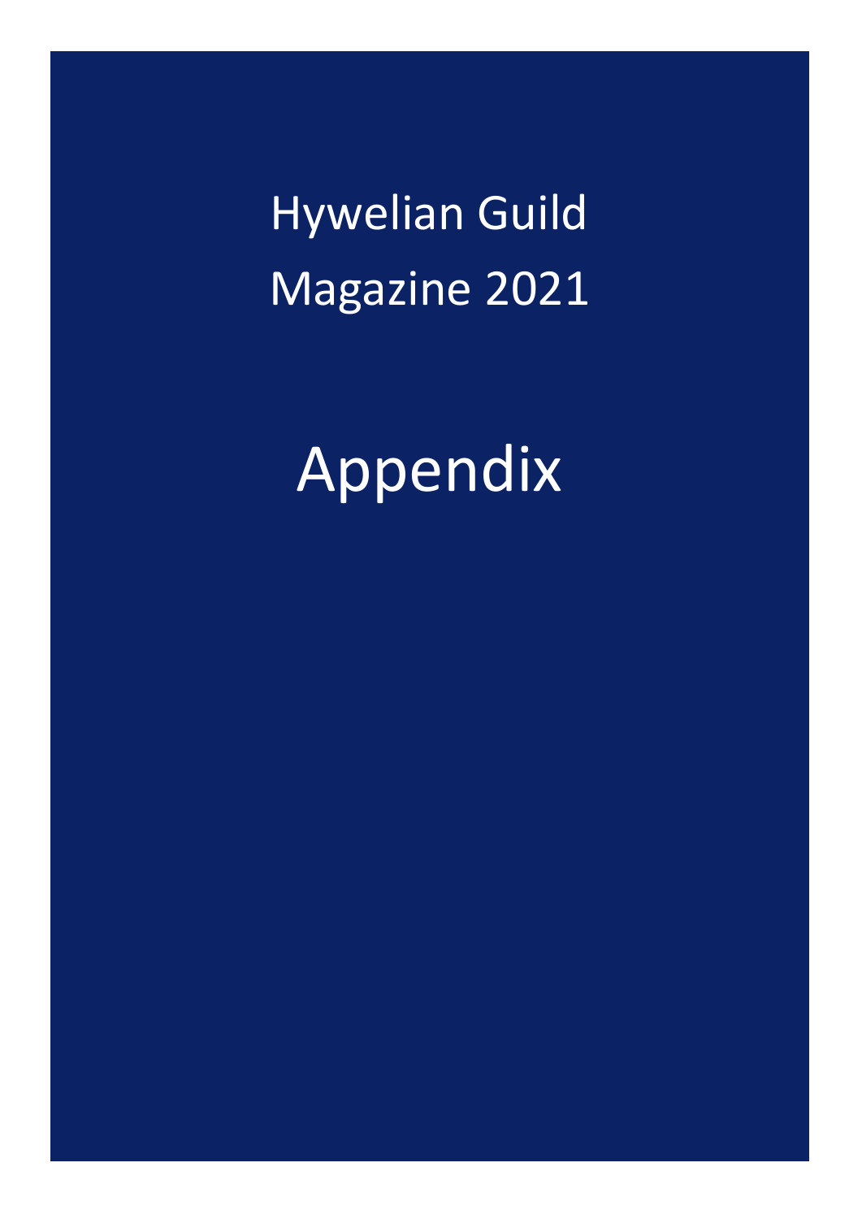# Hywelian Guild Magazine 2021

# Appendix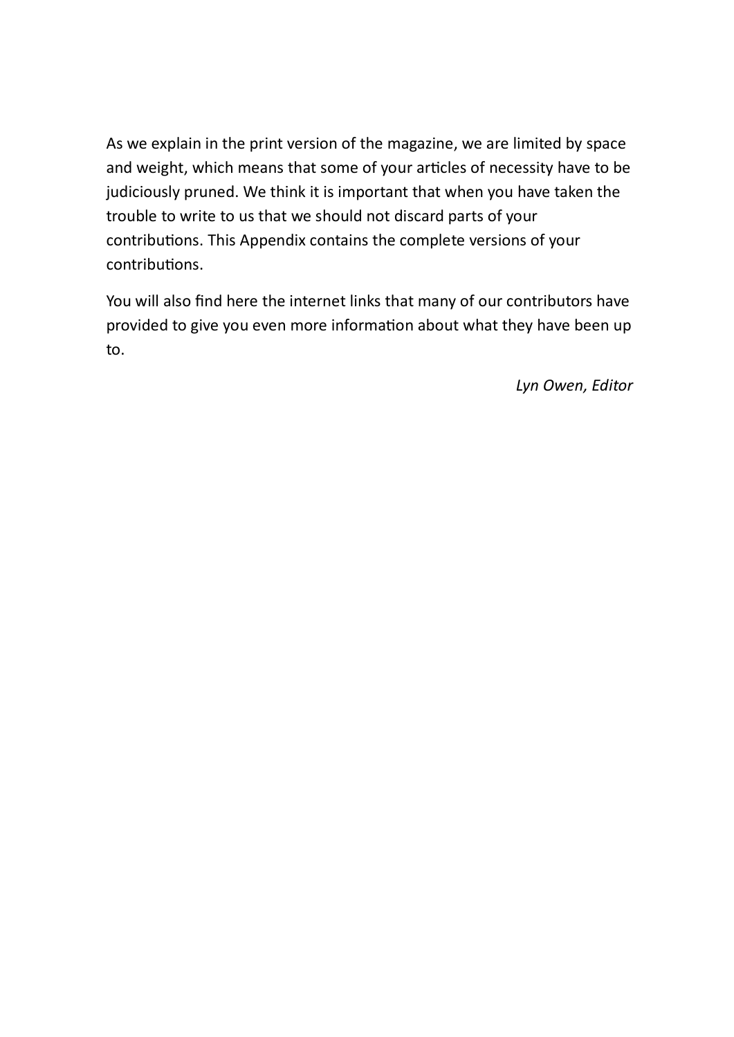As we explain in the print version of the magazine, we are limited by space and weight, which means that some of your articles of necessity have to be judiciously pruned. We think it is important that when you have taken the trouble to write to us that we should not discard parts of your contributions. This Appendix contains the complete versions of your contributions.

You will also find here the internet links that many of our contributors have provided to give you even more information about what they have been up to.

*Lyn Owen, Editor*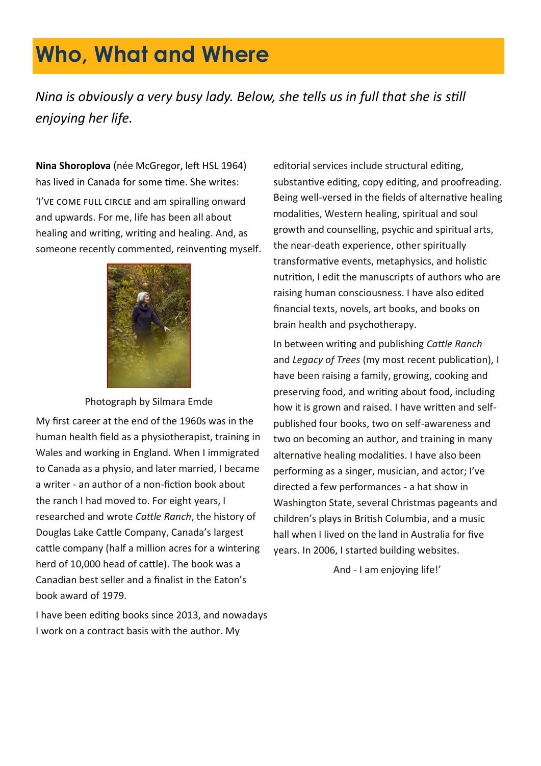# Who, What and Where

*Nina is obviously a very busy lady. Below, she tells us in full that she is still enjoying her life.*

**Nina Shoroplova** (née McGregor, left HSL 1964) has lived in Canada for some time. She writes:

'I've come full circle and am spiralling onward and upwards. For me, life has been all about healing and writing, writing and healing. And, as someone recently commented, reinventing myself.

Photograph by Silmara Emde

My first career at the end of the 1960s was in the human health field as a physiotherapist, training in Wales and working in England. When I immigrated to Canada as a physio, and later married, I became a writer - an author of a non-fiction book about the ranch I had moved to. For eight years, I researched and wrote *Cattle Ranch*, the history of Douglas Lake Cattle Company, Canada's largest cattle company (half a million acres for a wintering herd of 10,000 head of cattle). The book was a Canadian best seller and a finalist in the Eaton's book award of 1979.

I have been editing books since 2013, and nowadays I work on a contract basis with the author. My editorial services include structural editing, substantive editing, copy editing, and proofreading. Being well-versed in the fields of alternative healing modalities, Western healing, spiritual and soul growth and counselling, psychic and spiritual arts, the near-death experience, other spiritually transformative events, metaphysics, and holistic nutrition, I edit the manuscripts of authors who are raising human consciousness. I have also edited financial texts, novels, art books, and books on brain health and psychotherapy.

In between writing and publishing *Cattle Ranch* and *Legacy of Trees* (my most recent publication), I have been raising a family, growing, cooking and preserving food, and writing about food, including how it is grown and raised. I have written and self-published four books, two on self-awareness and two on becoming an author, and training in many alternative healing modalities. I have also been performing as a singer, musician, and actor; I've directed a few performances - a hat show in Washington State, several Christmas pageants and children's plays in British Columbia, and a music hall when I lived on the land in Australia for five years. In 2006, I started building websites.

And - I am enjoying life!'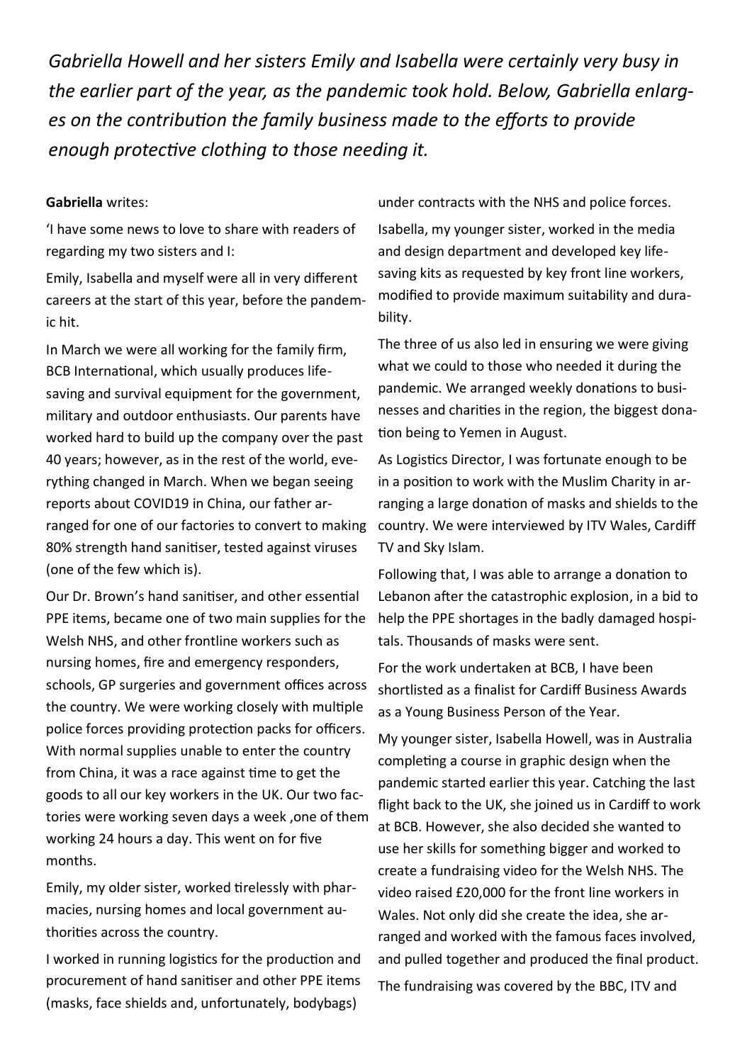*Gabriella Howell and her sisters Emily and Isabella were certainly very busy in the earlier part of the year, as the pandemic took hold. Below, Gabriella enlarges on the contribution the family business made to the efforts to provide enough protective clothing to those needing it.*

**Gabriella** writes:

'I have some news to love to share with readers of regarding my two sisters and I:

Emily, Isabella and myself were all in very different careers at the start of this year, before the pandemic hit.

In March we were all working for the family firm, BCB International, which usually produces life-saving and survival equipment for the government, military and outdoor enthusiasts. Our parents have worked hard to build up the company over the past 40 years; however, as in the rest of the world, everything changed in March. When we began seeing reports about COVID19 in China, our father arranged for one of our factories to convert to making 80% strength hand sanitiser, tested against viruses (one of the few which is).

Our Dr. Brown's hand sanitiser, and other essential PPE items, became one of two main supplies for the Welsh NHS, and other frontline workers such as nursing homes, fire and emergency responders, schools, GP surgeries and government offices across the country. We were working closely with multiple police forces providing protection packs for officers. With normal supplies unable to enter the country from China, it was a race against time to get the goods to all our key workers in the UK. Our two factories were working seven days a week ,one of them working 24 hours a day. This went on for five months.

Emily, my older sister, worked tirelessly with pharmacies, nursing homes and local government authorities across the country.

I worked in running logistics for the production and procurement of hand sanitiser and other PPE items (masks, face shields and, unfortunately, bodybags) under contracts with the NHS and police forces.

Isabella, my younger sister, worked in the media and design department and developed key life-saving kits as requested by key front line workers, modified to provide maximum suitability and durability.

The three of us also led in ensuring we were giving what we could to those who needed it during the pandemic. We arranged weekly donations to businesses and charities in the region, the biggest donation being to Yemen in August.

As Logistics Director, I was fortunate enough to be in a position to work with the Muslim Charity in arranging a large donation of masks and shields to the country. We were interviewed by ITV Wales, Cardiff TV and Sky Islam.

Following that, I was able to arrange a donation to Lebanon after the catastrophic explosion, in a bid to help the PPE shortages in the badly damaged hospitals. Thousands of masks were sent.

For the work undertaken at BCB, I have been shortlisted as a finalist for Cardiff Business Awards as a Young Business Person of the Year.

My younger sister, Isabella Howell, was in Australia completing a course in graphic design when the pandemic started earlier this year. Catching the last flight back to the UK, she joined us in Cardiff to work at BCB. However, she also decided she wanted to use her skills for something bigger and worked to create a fundraising video for the Welsh NHS. The video raised £20,000 for the front line workers in Wales. Not only did she create the idea, she arranged and worked with the famous faces involved, and pulled together and produced the final product.

The fundraising was covered by the BBC, ITV and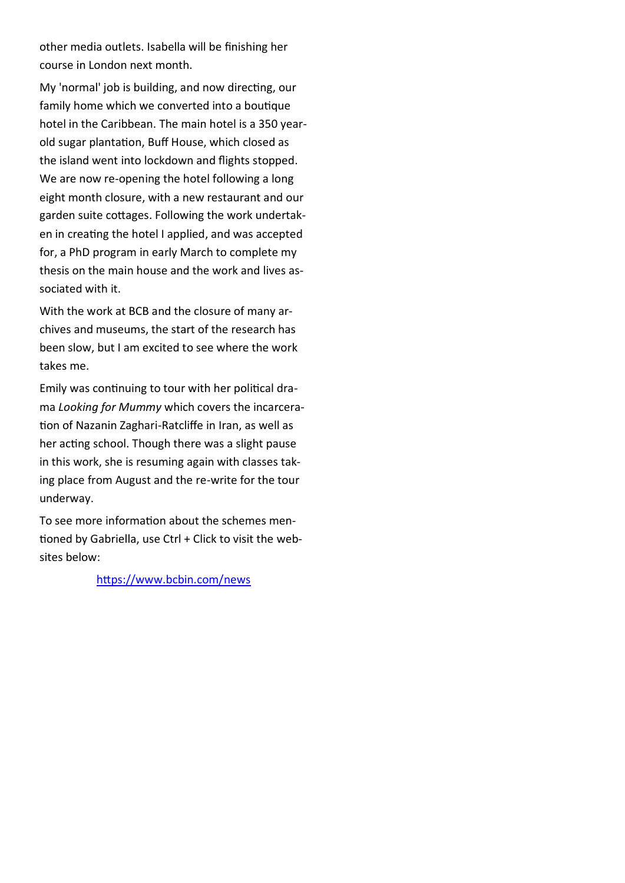other media outlets. Isabella will be finishing her course in London next month.

My 'normal' job is building, and now directing, our family home which we converted into a boutique hotel in the Caribbean. The main hotel is a 350 year-old sugar plantation, Buff House, which closed as the island went into lockdown and flights stopped. We are now re-opening the hotel following a long eight month closure, with a new restaurant and our garden suite cottages. Following the work undertaken in creating the hotel I applied, and was accepted for, a PhD program in early March to complete my thesis on the main house and the work and lives associated with it.

With the work at BCB and the closure of many archives and museums, the start of the research has been slow, but I am excited to see where the work takes me.

Emily was continuing to tour with her political drama *Looking for Mummy* which covers the incarceration of Nazanin Zaghari-Ratcliffe in Iran, as well as her acting school. Though there was a slight pause in this work, she is resuming again with classes taking place from August and the re-write for the tour underway.

To see more information about the schemes mentioned by Gabriella, use Ctrl + Click to visit the websites below:

https://www.bcbin.com/news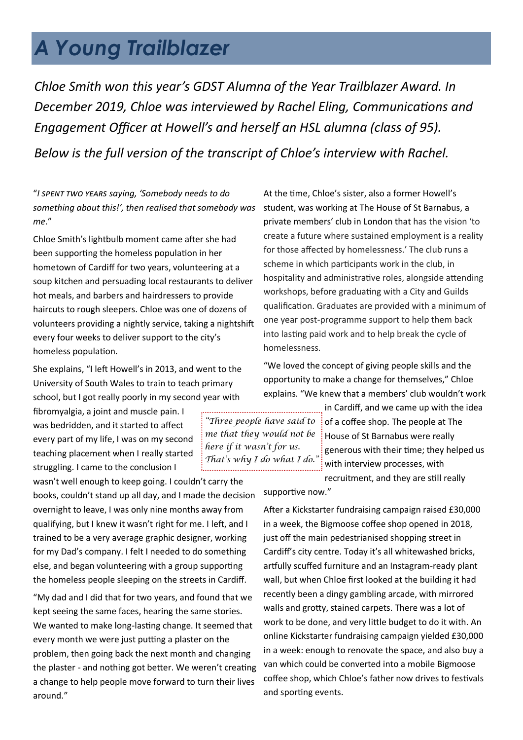# A Young Trailblazer

*Chloe Smith won this year's GDST Alumna of the Year Trailblazer Award. In December 2019, Chloe was interviewed by Rachel Eling, Communications and Engagement Officer at Howell's and herself an HSL alumna (class of 95).*

*Below is the full version of the transcript of Chloe's interview with Rachel.*

"*I spent two years saying, 'Somebody needs to do something about this!', then realised that somebody was me*."

Chloe Smith's lightbulb moment came after she had been supporting the homeless population in her hometown of Cardiff for two years, volunteering at a soup kitchen and persuading local restaurants to deliver hot meals, and barbers and hairdressers to provide haircuts to rough sleepers. Chloe was one of dozens of volunteers providing a nightly service, taking a nightshift every four weeks to deliver support to the city's homeless population.

She explains, "I left Howell's in 2013, and went to the University of South Wales to train to teach primary school, but I got really poorly in my second year with fibromyalgia, a joint and muscle pain. I was bedridden, and it started to affect every part of my life, I was on my second teaching placement when I really started struggling. I came to the conclusion I wasn't well enough to keep going. I couldn't carry the books, couldn't stand up all day, and I made the decision overnight to leave, I was only nine months away from qualifying, but I knew it wasn't right for me. I left, and I trained to be a very average graphic designer, working for my Dad's company. I felt I needed to do something else, and began volunteering with a group supporting the homeless people sleeping on the streets in Cardiff.

"My dad and I did that for two years, and found that we kept seeing the same faces, hearing the same stories. We wanted to make long-lasting change. It seemed that every month we were just putting a plaster on the problem, then going back the next month and changing the plaster - and nothing got better. We weren't creating a change to help people move forward to turn their lives around."

> *"Three people have said to me that they would not be here if it wasn't for us. That's why I do what I do."*

At the time, Chloe's sister, also a former Howell's student, was working at The House of St Barnabus, a private members' club in London that has the vision 'to create a future where sustained employment is a reality for those affected by homelessness.' The club runs a scheme in which participants work in the club, in hospitality and administrative roles, alongside attending workshops, before graduating with a City and Guilds qualification. Graduates are provided with a minimum of one year post-programme support to help them back into lasting paid work and to help break the cycle of homelessness.

"We loved the concept of giving people skills and the opportunity to make a change for themselves," Chloe explains. "We knew that a members' club wouldn't work in Cardiff, and we came up with the idea of a coffee shop. The people at The House of St Barnabus were really generous with their time; they helped us with interview processes, with recruitment, and they are still really supportive now."

After a Kickstarter fundraising campaign raised £30,000 in a week, the Bigmoose coffee shop opened in 2018, just off the main pedestrianised shopping street in Cardiff's city centre. Today it's all whitewashed bricks, artfully scuffed furniture and an Instagram-ready plant wall, but when Chloe first looked at the building it had recently been a dingy gambling arcade, with mirrored walls and grotty, stained carpets. There was a lot of work to be done, and very little budget to do it with. An online Kickstarter fundraising campaign yielded £30,000 in a week: enough to renovate the space, and also buy a van which could be converted into a mobile Bigmoose coffee shop, which Chloe's father now drives to festivals and sporting events.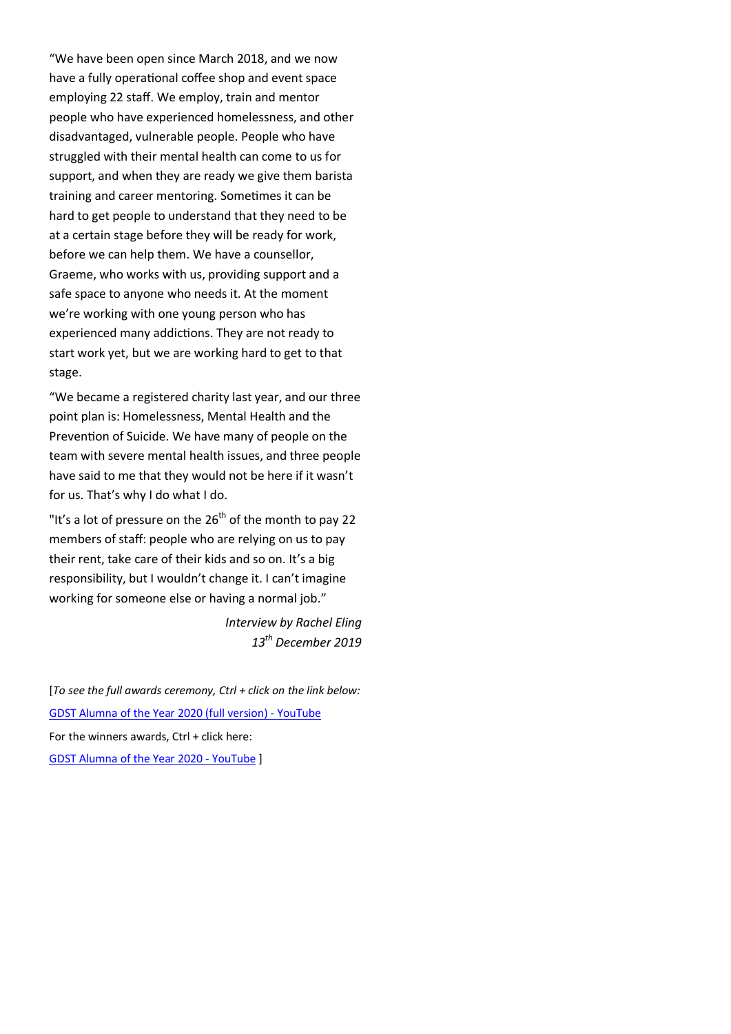"We have been open since March 2018, and we now have a fully operational coffee shop and event space employing 22 staff. We employ, train and mentor people who have experienced homelessness, and other disadvantaged, vulnerable people. People who have struggled with their mental health can come to us for support, and when they are ready we give them barista training and career mentoring. Sometimes it can be hard to get people to understand that they need to be at a certain stage before they will be ready for work, before we can help them. We have a counsellor, Graeme, who works with us, providing support and a safe space to anyone who needs it. At the moment we're working with one young person who has experienced many addictions. They are not ready to start work yet, but we are working hard to get to that stage.

"We became a registered charity last year, and our three point plan is: Homelessness, Mental Health and the Prevention of Suicide. We have many of people on the team with severe mental health issues, and three people have said to me that they would not be here if it wasn't for us. That's why I do what I do.

"It's a lot of pressure on the 26th of the month to pay 22 members of staff: people who are relying on us to pay their rent, take care of their kids and so on. It's a big responsibility, but I wouldn't change it. I can't imagine working for someone else or having a normal job."

*Interview by Rachel Eling*
*13th December 2019*

[*To see the full awards ceremony, Ctrl + click on the link below:*

GDST Alumna of the Year 2020 (full version) - YouTube

For the winners awards, Ctrl + click here:

GDST Alumna of the Year 2020 - YouTube ]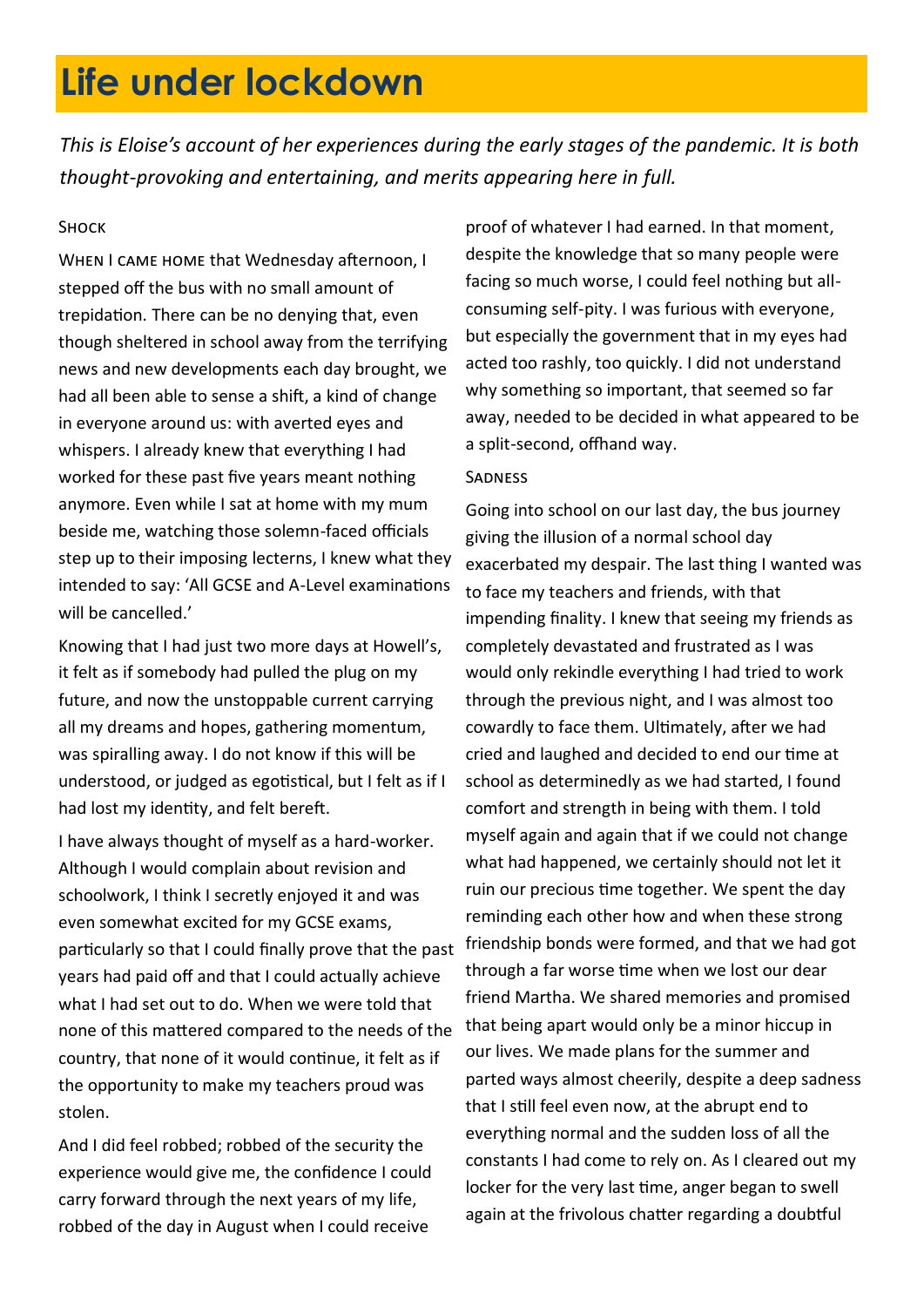# Life under lockdown

*This is Eloise's account of her experiences during the early stages of the pandemic. It is both thought-provoking and entertaining, and merits appearing here in full.*

### Shock

When I came home that Wednesday afternoon, I stepped off the bus with no small amount of trepidation. There can be no denying that, even though sheltered in school away from the terrifying news and new developments each day brought, we had all been able to sense a shift, a kind of change in everyone around us: with averted eyes and whispers. I already knew that everything I had worked for these past five years meant nothing anymore. Even while I sat at home with my mum beside me, watching those solemn-faced officials step up to their imposing lecterns, I knew what they intended to say: 'All GCSE and A-Level examinations will be cancelled.'

Knowing that I had just two more days at Howell's, it felt as if somebody had pulled the plug on my future, and now the unstoppable current carrying all my dreams and hopes, gathering momentum, was spiralling away. I do not know if this will be understood, or judged as egotistical, but I felt as if I had lost my identity, and felt bereft.

I have always thought of myself as a hard-worker. Although I would complain about revision and schoolwork, I think I secretly enjoyed it and was even somewhat excited for my GCSE exams, particularly so that I could finally prove that the past years had paid off and that I could actually achieve what I had set out to do. When we were told that none of this mattered compared to the needs of the country, that none of it would continue, it felt as if the opportunity to make my teachers proud was stolen.

And I did feel robbed; robbed of the security the experience would give me, the confidence I could carry forward through the next years of my life, robbed of the day in August when I could receive proof of whatever I had earned. In that moment, despite the knowledge that so many people were facing so much worse, I could feel nothing but all-consuming self-pity. I was furious with everyone, but especially the government that in my eyes had acted too rashly, too quickly. I did not understand why something so important, that seemed so far away, needed to be decided in what appeared to be a split-second, offhand way.

### Sadness

Going into school on our last day, the bus journey giving the illusion of a normal school day exacerbated my despair. The last thing I wanted was to face my teachers and friends, with that impending finality. I knew that seeing my friends as completely devastated and frustrated as I was would only rekindle everything I had tried to work through the previous night, and I was almost too cowardly to face them. Ultimately, after we had cried and laughed and decided to end our time at school as determinedly as we had started, I found comfort and strength in being with them. I told myself again and again that if we could not change what had happened, we certainly should not let it ruin our precious time together. We spent the day reminding each other how and when these strong friendship bonds were formed, and that we had got through a far worse time when we lost our dear friend Martha. We shared memories and promised that being apart would only be a minor hiccup in our lives. We made plans for the summer and parted ways almost cheerily, despite a deep sadness that I still feel even now, at the abrupt end to everything normal and the sudden loss of all the constants I had come to rely on. As I cleared out my locker for the very last time, anger began to swell again at the frivolous chatter regarding a doubtful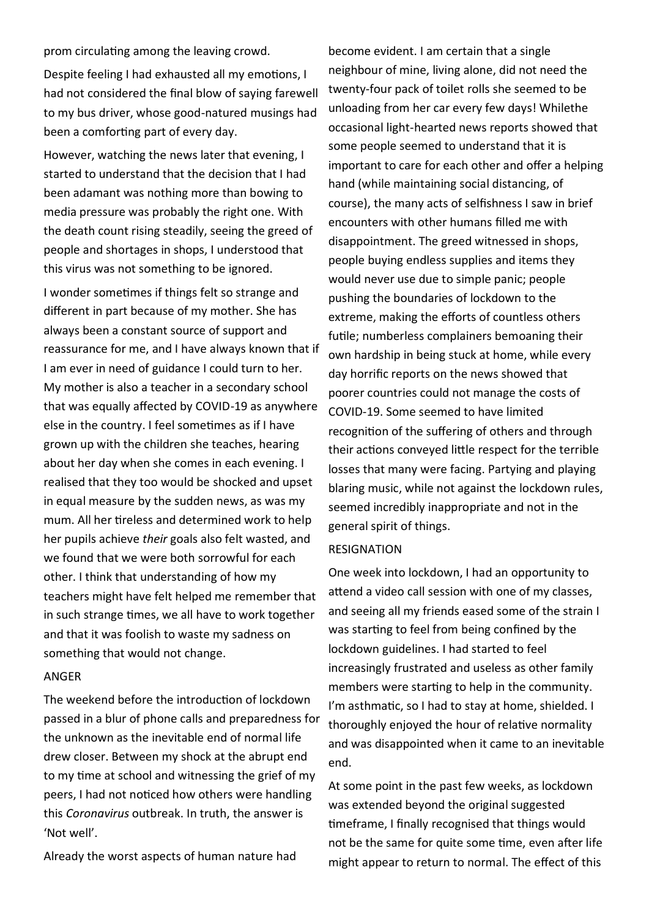prom circulating among the leaving crowd.

Despite feeling I had exhausted all my emotions, I had not considered the final blow of saying farewell to my bus driver, whose good-natured musings had been a comforting part of every day.

However, watching the news later that evening, I started to understand that the decision that I had been adamant was nothing more than bowing to media pressure was probably the right one. With the death count rising steadily, seeing the greed of people and shortages in shops, I understood that this virus was not something to be ignored.

I wonder sometimes if things felt so strange and different in part because of my mother. She has always been a constant source of support and reassurance for me, and I have always known that if I am ever in need of guidance I could turn to her. My mother is also a teacher in a secondary school that was equally affected by COVID-19 as anywhere else in the country. I feel sometimes as if I have grown up with the children she teaches, hearing about her day when she comes in each evening. I realised that they too would be shocked and upset in equal measure by the sudden news, as was my mum. All her tireless and determined work to help her pupils achieve *their* goals also felt wasted, and we found that we were both sorrowful for each other. I think that understanding of how my teachers might have felt helped me remember that in such strange times, we all have to work together and that it was foolish to waste my sadness on something that would not change.

ANGER

The weekend before the introduction of lockdown passed in a blur of phone calls and preparedness for the unknown as the inevitable end of normal life drew closer. Between my shock at the abrupt end to my time at school and witnessing the grief of my peers, I had not noticed how others were handling this *Coronavirus* outbreak. In truth, the answer is 'Not well'.

Already the worst aspects of human nature had become evident. I am certain that a single neighbour of mine, living alone, did not need the twenty-four pack of toilet rolls she seemed to be unloading from her car every few days! Whilethe occasional light-hearted news reports showed that some people seemed to understand that it is important to care for each other and offer a helping hand (while maintaining social distancing, of course), the many acts of selfishness I saw in brief encounters with other humans filled me with disappointment. The greed witnessed in shops, people buying endless supplies and items they would never use due to simple panic; people pushing the boundaries of lockdown to the extreme, making the efforts of countless others futile; numberless complainers bemoaning their own hardship in being stuck at home, while every day horrific reports on the news showed that poorer countries could not manage the costs of COVID-19. Some seemed to have limited recognition of the suffering of others and through their actions conveyed little respect for the terrible losses that many were facing. Partying and playing blaring music, while not against the lockdown rules, seemed incredibly inappropriate and not in the general spirit of things.

RESIGNATION

One week into lockdown, I had an opportunity to attend a video call session with one of my classes, and seeing all my friends eased some of the strain I was starting to feel from being confined by the lockdown guidelines. I had started to feel increasingly frustrated and useless as other family members were starting to help in the community. I'm asthmatic, so I had to stay at home, shielded. I thoroughly enjoyed the hour of relative normality and was disappointed when it came to an inevitable end.

At some point in the past few weeks, as lockdown was extended beyond the original suggested timeframe, I finally recognised that things would not be the same for quite some time, even after life might appear to return to normal. The effect of this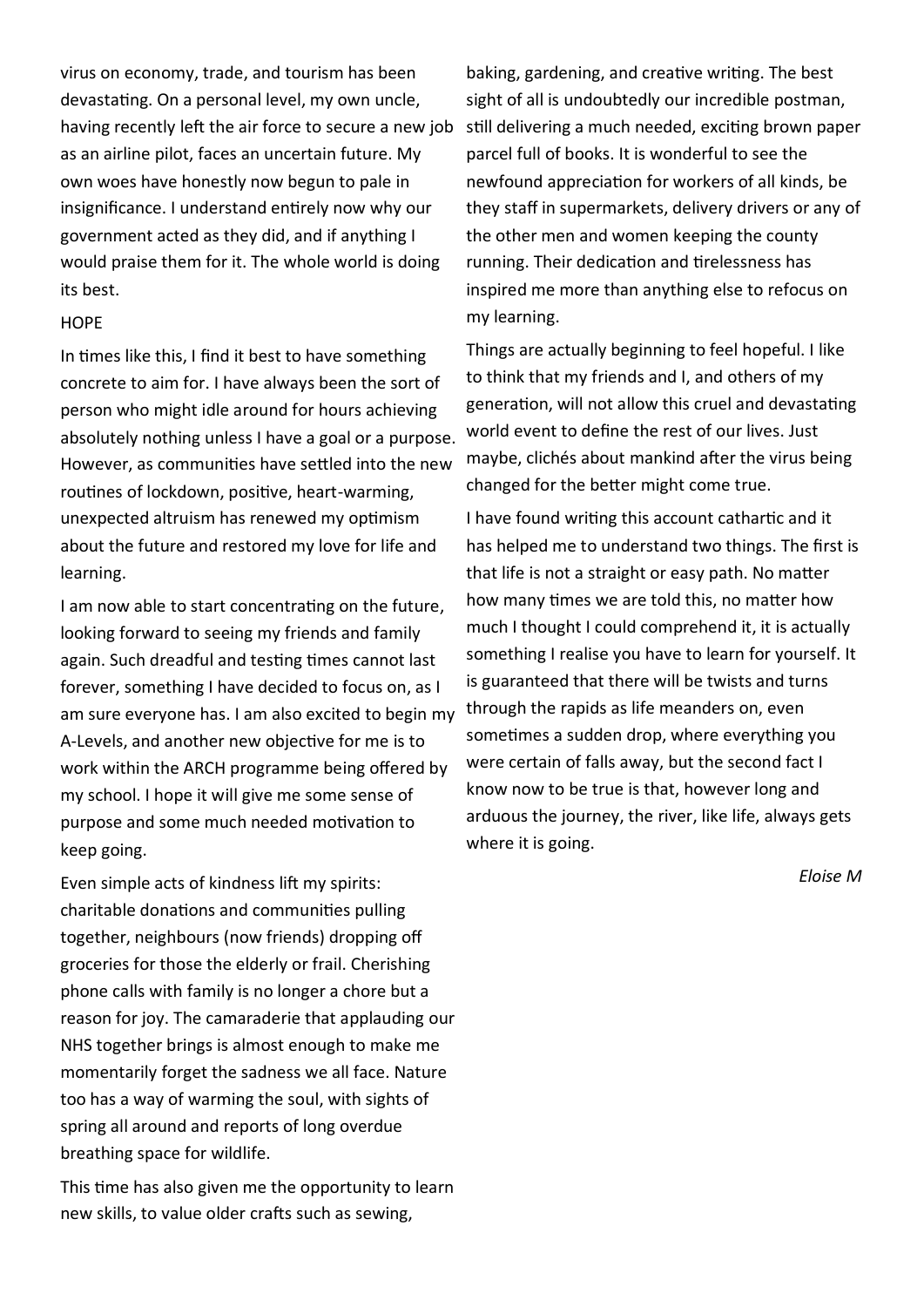virus on economy, trade, and tourism has been devastating. On a personal level, my own uncle, having recently left the air force to secure a new job as an airline pilot, faces an uncertain future. My own woes have honestly now begun to pale in insignificance. I understand entirely now why our government acted as they did, and if anything I would praise them for it. The whole world is doing its best.

HOPE

In times like this, I find it best to have something concrete to aim for. I have always been the sort of person who might idle around for hours achieving absolutely nothing unless I have a goal or a purpose. However, as communities have settled into the new routines of lockdown, positive, heart-warming, unexpected altruism has renewed my optimism about the future and restored my love for life and learning.

I am now able to start concentrating on the future, looking forward to seeing my friends and family again. Such dreadful and testing times cannot last forever, something I have decided to focus on, as I am sure everyone has. I am also excited to begin my A-Levels, and another new objective for me is to work within the ARCH programme being offered by my school. I hope it will give me some sense of purpose and some much needed motivation to keep going.

Even simple acts of kindness lift my spirits: charitable donations and communities pulling together, neighbours (now friends) dropping off groceries for those the elderly or frail. Cherishing phone calls with family is no longer a chore but a reason for joy. The camaraderie that applauding our NHS together brings is almost enough to make me momentarily forget the sadness we all face. Nature too has a way of warming the soul, with sights of spring all around and reports of long overdue breathing space for wildlife.

This time has also given me the opportunity to learn new skills, to value older crafts such as sewing, baking, gardening, and creative writing. The best sight of all is undoubtedly our incredible postman, still delivering a much needed, exciting brown paper parcel full of books. It is wonderful to see the newfound appreciation for workers of all kinds, be they staff in supermarkets, delivery drivers or any of the other men and women keeping the county running. Their dedication and tirelessness has inspired me more than anything else to refocus on my learning.

Things are actually beginning to feel hopeful. I like to think that my friends and I, and others of my generation, will not allow this cruel and devastating world event to define the rest of our lives. Just maybe, clichés about mankind after the virus being changed for the better might come true.

I have found writing this account cathartic and it has helped me to understand two things. The first is that life is not a straight or easy path. No matter how many times we are told this, no matter how much I thought I could comprehend it, it is actually something I realise you have to learn for yourself. It is guaranteed that there will be twists and turns through the rapids as life meanders on, even sometimes a sudden drop, where everything you were certain of falls away, but the second fact I know now to be true is that, however long and arduous the journey, the river, like life, always gets where it is going.

*Eloise M*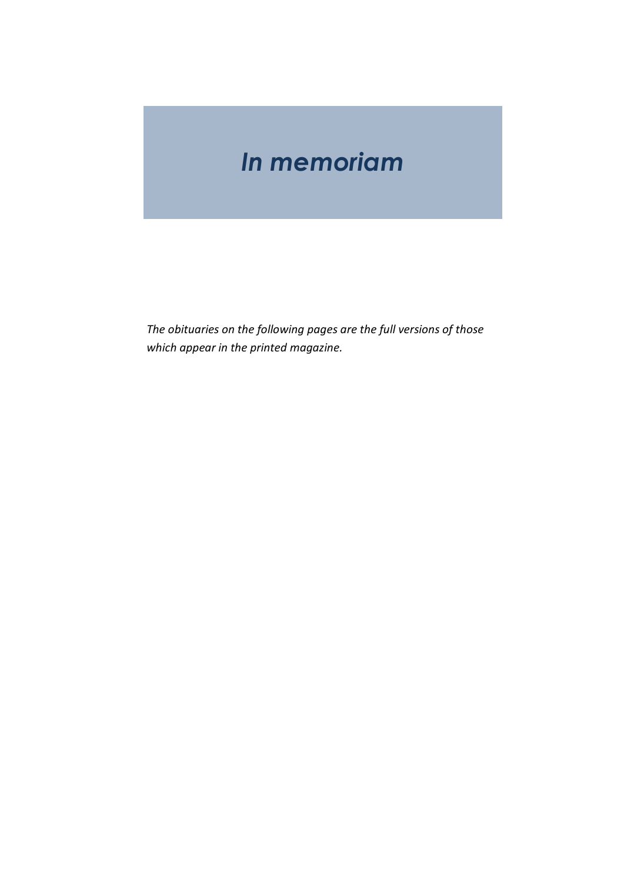# *In memoriam*

*The obituaries on the following pages are the full versions of those which appear in the printed magazine.*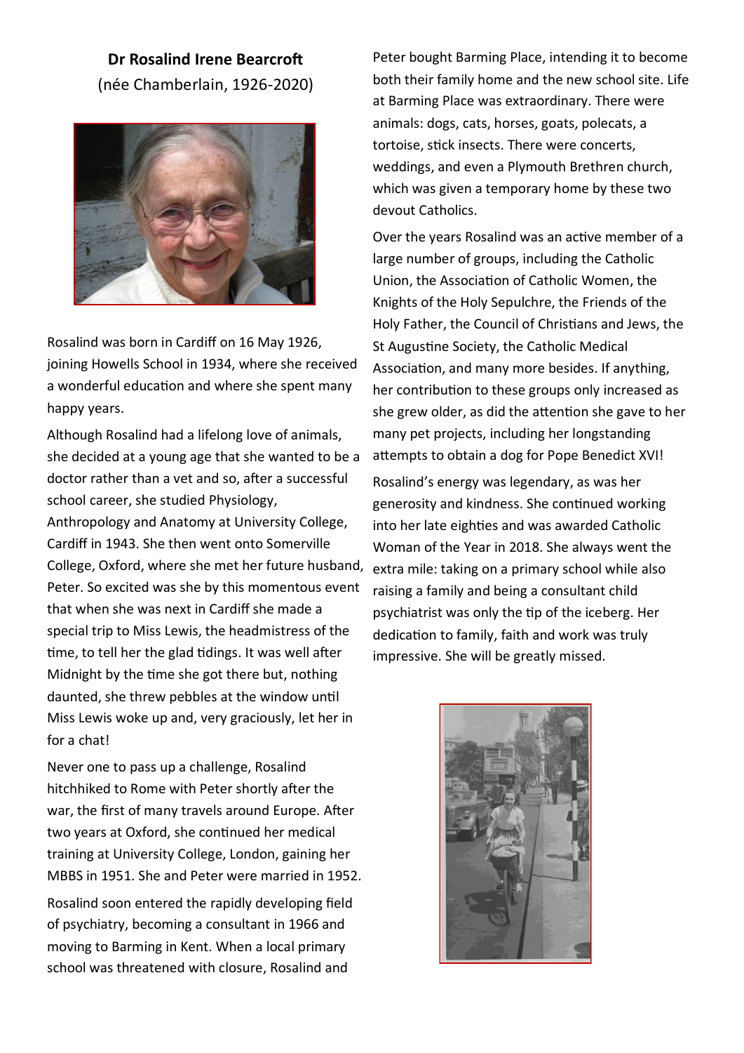**Dr Rosalind Irene Bearcroft**

(née Chamberlain, 1926-2020)

Rosalind was born in Cardiff on 16 May 1926, joining Howells School in 1934, where she received a wonderful education and where she spent many happy years.

Although Rosalind had a lifelong love of animals, she decided at a young age that she wanted to be a doctor rather than a vet and so, after a successful school career, she studied Physiology, Anthropology and Anatomy at University College, Cardiff in 1943. She then went onto Somerville College, Oxford, where she met her future husband, Peter. So excited was she by this momentous event that when she was next in Cardiff she made a special trip to Miss Lewis, the headmistress of the time, to tell her the glad tidings. It was well after Midnight by the time she got there but, nothing daunted, she threw pebbles at the window until Miss Lewis woke up and, very graciously, let her in for a chat!

Never one to pass up a challenge, Rosalind hitchhiked to Rome with Peter shortly after the war, the first of many travels around Europe. After two years at Oxford, she continued her medical training at University College, London, gaining her MBBS in 1951. She and Peter were married in 1952.

Rosalind soon entered the rapidly developing field of psychiatry, becoming a consultant in 1966 and moving to Barming in Kent. When a local primary school was threatened with closure, Rosalind and Peter bought Barming Place, intending it to become both their family home and the new school site. Life at Barming Place was extraordinary. There were animals: dogs, cats, horses, goats, polecats, a tortoise, stick insects. There were concerts, weddings, and even a Plymouth Brethren church, which was given a temporary home by these two devout Catholics.

Over the years Rosalind was an active member of a large number of groups, including the Catholic Union, the Association of Catholic Women, the Knights of the Holy Sepulchre, the Friends of the Holy Father, the Council of Christians and Jews, the St Augustine Society, the Catholic Medical Association, and many more besides. If anything, her contribution to these groups only increased as she grew older, as did the attention she gave to her many pet projects, including her longstanding attempts to obtain a dog for Pope Benedict XVI!

Rosalind's energy was legendary, as was her generosity and kindness. She continued working into her late eighties and was awarded Catholic Woman of the Year in 2018. She always went the extra mile: taking on a primary school while also raising a family and being a consultant child psychiatrist was only the tip of the iceberg. Her dedication to family, faith and work was truly impressive. She will be greatly missed.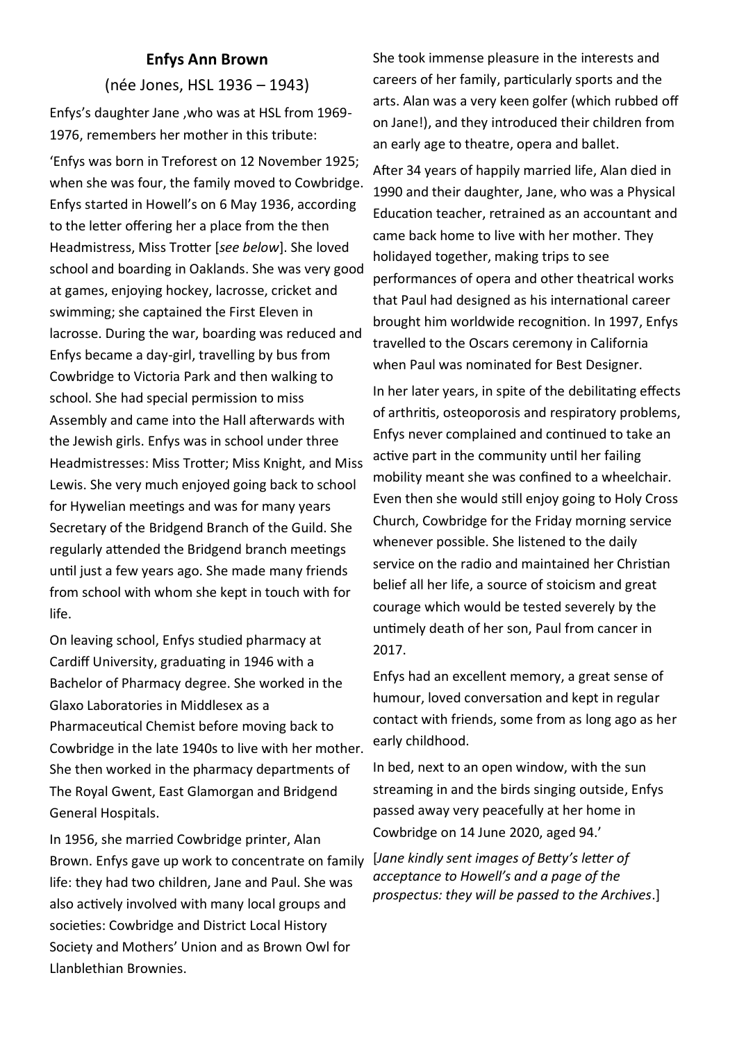## Enfys Ann Brown

(née Jones, HSL 1936 – 1943)

Enfys's daughter Jane ,who was at HSL from 1969-1976, remembers her mother in this tribute:

'Enfys was born in Treforest on 12 November 1925; when she was four, the family moved to Cowbridge. Enfys started in Howell's on 6 May 1936, according to the letter offering her a place from the then Headmistress, Miss Trotter [*see below*]. She loved school and boarding in Oaklands. She was very good at games, enjoying hockey, lacrosse, cricket and swimming; she captained the First Eleven in lacrosse. During the war, boarding was reduced and Enfys became a day-girl, travelling by bus from Cowbridge to Victoria Park and then walking to school. She had special permission to miss Assembly and came into the Hall afterwards with the Jewish girls. Enfys was in school under three Headmistresses: Miss Trotter; Miss Knight, and Miss Lewis. She very much enjoyed going back to school for Hywelian meetings and was for many years Secretary of the Bridgend Branch of the Guild. She regularly attended the Bridgend branch meetings until just a few years ago. She made many friends from school with whom she kept in touch with for life.

On leaving school, Enfys studied pharmacy at Cardiff University, graduating in 1946 with a Bachelor of Pharmacy degree. She worked in the Glaxo Laboratories in Middlesex as a Pharmaceutical Chemist before moving back to Cowbridge in the late 1940s to live with her mother. She then worked in the pharmacy departments of The Royal Gwent, East Glamorgan and Bridgend General Hospitals.

In 1956, she married Cowbridge printer, Alan Brown. Enfys gave up work to concentrate on family life: they had two children, Jane and Paul. She was also actively involved with many local groups and societies: Cowbridge and District Local History Society and Mothers' Union and as Brown Owl for Llanblethian Brownies.

She took immense pleasure in the interests and careers of her family, particularly sports and the arts. Alan was a very keen golfer (which rubbed off on Jane!), and they introduced their children from an early age to theatre, opera and ballet.

After 34 years of happily married life, Alan died in 1990 and their daughter, Jane, who was a Physical Education teacher, retrained as an accountant and came back home to live with her mother. They holidayed together, making trips to see performances of opera and other theatrical works that Paul had designed as his international career brought him worldwide recognition. In 1997, Enfys travelled to the Oscars ceremony in California when Paul was nominated for Best Designer.

In her later years, in spite of the debilitating effects of arthritis, osteoporosis and respiratory problems, Enfys never complained and continued to take an active part in the community until her failing mobility meant she was confined to a wheelchair. Even then she would still enjoy going to Holy Cross Church, Cowbridge for the Friday morning service whenever possible. She listened to the daily service on the radio and maintained her Christian belief all her life, a source of stoicism and great courage which would be tested severely by the untimely death of her son, Paul from cancer in 2017.

Enfys had an excellent memory, a great sense of humour, loved conversation and kept in regular contact with friends, some from as long ago as her early childhood.

In bed, next to an open window, with the sun streaming in and the birds singing outside, Enfys passed away very peacefully at her home in Cowbridge on 14 June 2020, aged 94.'

[*Jane kindly sent images of Betty's letter of acceptance to Howell's and a page of the prospectus: they will be passed to the Archives*.]